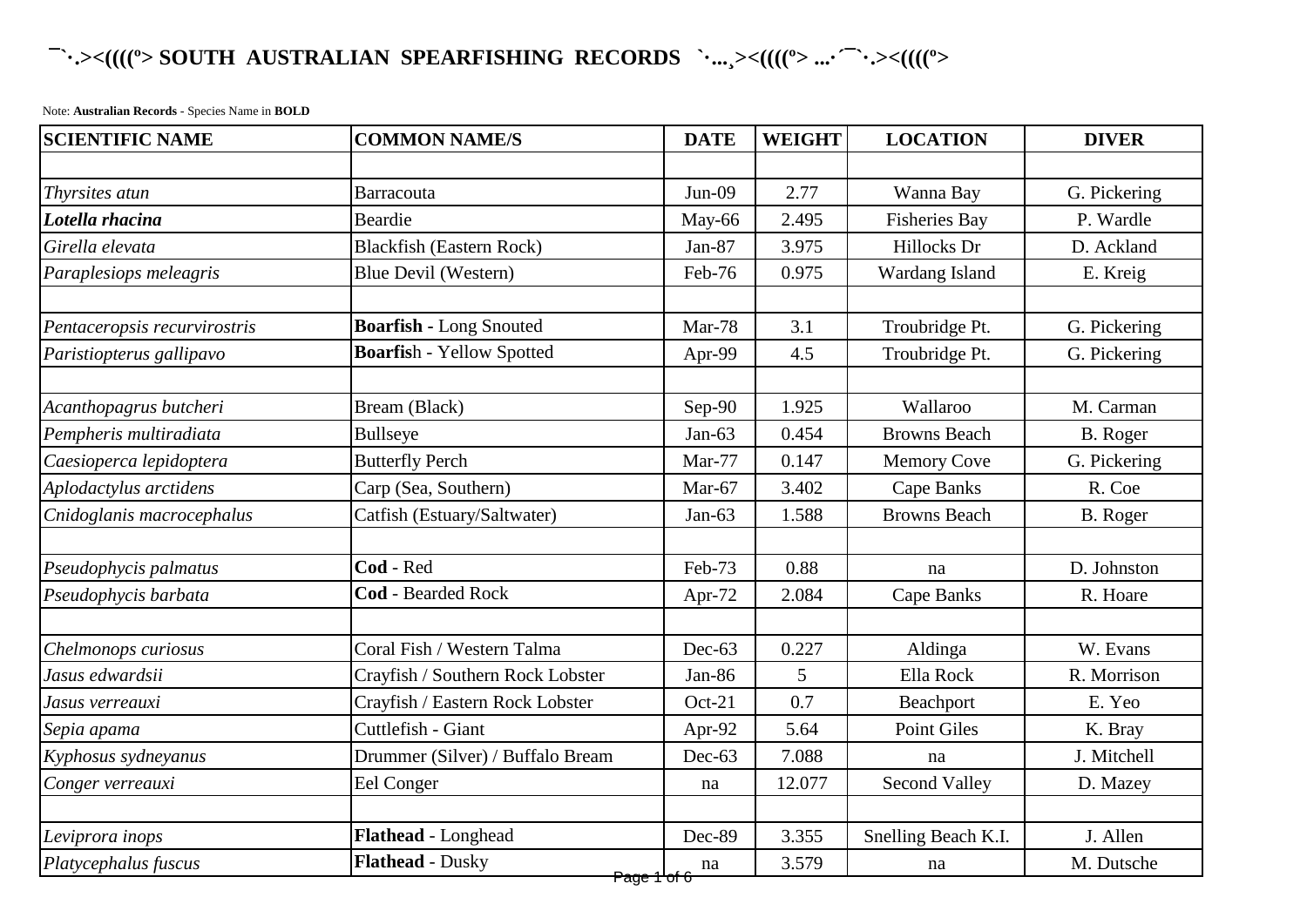# ¯`·.¸><((((º> SOUTH AUSTRALIAN SPEARFISHING RECORDS `·...¸><((((º> ...·´¯`·.¸><((((º>

Note: **Australian Records** - Species Name in **BOLD**

| SCIENTIFIC NAME | COMMON NAME/S | DATE | WEIGHT | LOCATION | DIVER |
|---|---|---|---|---|---|
| | | | | | |
| *Thyrsites atun* | Barracouta | Jun-09 | 2.77 | Wanna Bay | G. Pickering |
| ***Lotella rhacina*** | Beardie | May-66 | 2.495 | Fisheries Bay | P. Wardle |
| *Girella elevata* | Blackfish (Eastern Rock) | Jan-87 | 3.975 | Hillocks Dr | D. Ackland |
| *Paraplesiops meleagris* | Blue Devil (Western) | Feb-76 | 0.975 | Wardang Island | E. Kreig |
| | | | | | |
| *Pentaceropsis recurvirostris* | **Boarfish** - Long Snouted | Mar-78 | 3.1 | Troubridge Pt. | G. Pickering |
| *Paristiopterus gallipavo* | **Boarfis**h - Yellow Spotted | Apr-99 | 4.5 | Troubridge Pt. | G. Pickering |
| | | | | | |
| *Acanthopagrus butcheri* | Bream (Black) | Sep-90 | 1.925 | Wallaroo | M. Carman |
| *Pempheris multiradiata* | Bullseye | Jan-63 | 0.454 | Browns Beach | B. Roger |
| *Caesioperca lepidoptera* | Butterfly Perch | Mar-77 | 0.147 | Memory Cove | G. Pickering |
| *Aplodactylus arctidens* | Carp (Sea, Southern) | Mar-67 | 3.402 | Cape Banks | R. Coe |
| *Cnidoglanis macrocephalus* | Catfish (Estuary/Saltwater) | Jan-63 | 1.588 | Browns Beach | B. Roger |
| | | | | | |
| *Pseudophycis palmatus* | **Cod** - Red | Feb-73 | 0.88 | na | D. Johnston |
| *Pseudophycis barbata* | **Cod** - Bearded Rock | Apr-72 | 2.084 | Cape Banks | R. Hoare |
| | | | | | |
| *Chelmonops curiosus* | Coral Fish / Western Talma | Dec-63 | 0.227 | Aldinga | W. Evans |
| *Jasus edwardsii* | Crayfish / Southern Rock Lobster | Jan-86 | 5 | Ella Rock | R. Morrison |
| *Jasus verreauxi* | Crayfish / Eastern Rock Lobster | Oct-21 | 0.7 | Beachport | E. Yeo |
| *Sepia apama* | Cuttlefish - Giant | Apr-92 | 5.64 | Point Giles | K. Bray |
| *Kyphosus sydneyanus* | Drummer (Silver) / Buffalo Bream | Dec-63 | 7.088 | na | J. Mitchell |
| *Conger verreauxi* | Eel Conger | na | 12.077 | Second Valley | D. Mazey |
| | | | | | |
| *Leviprora inops* | **Flathead** - Longhead | Dec-89 | 3.355 | Snelling Beach K.I. | J. Allen |
| *Platycephalus fuscus* | **Flathead** - Dusky | na | 3.579 | na | M. Dutsche |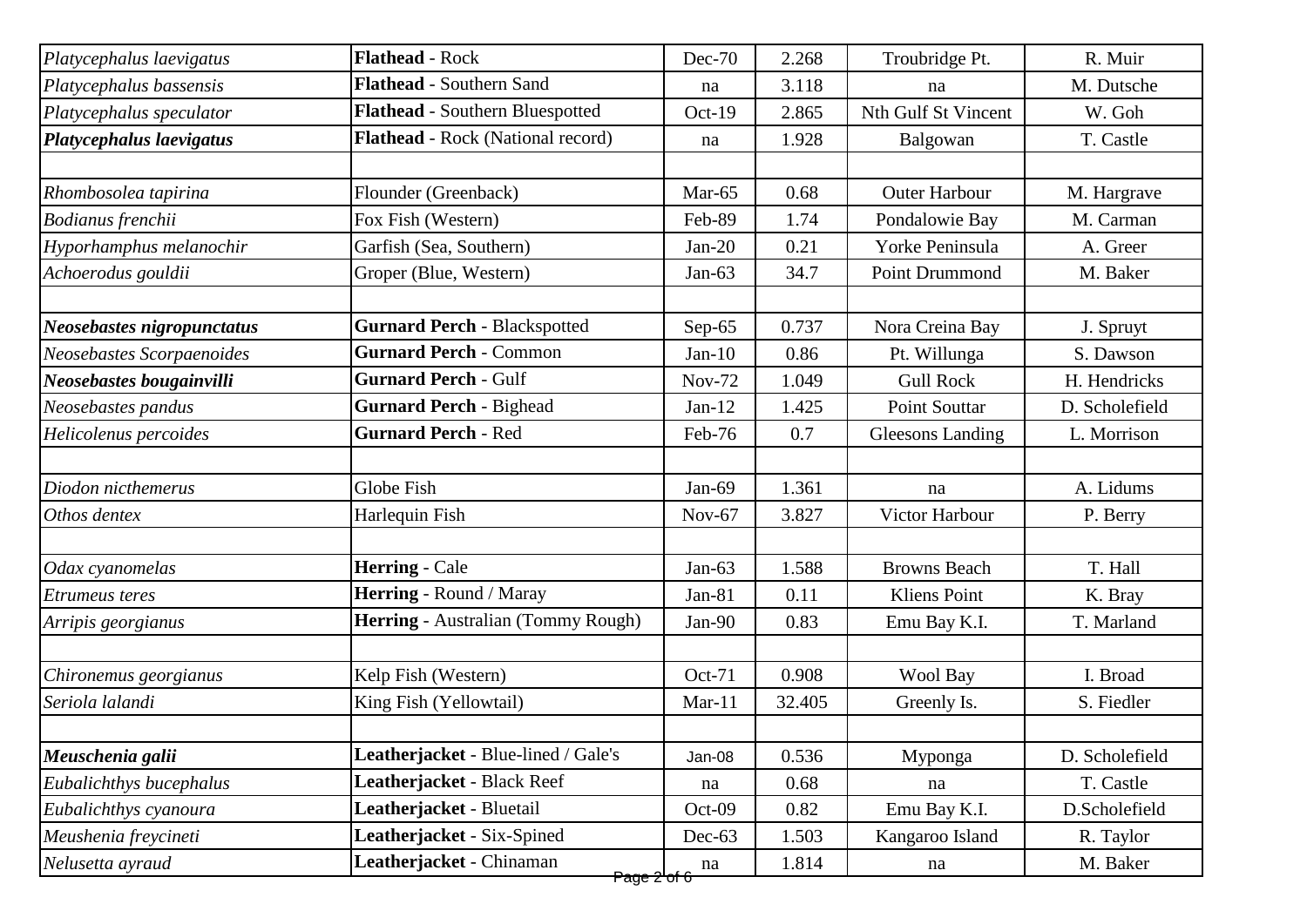| | | | | | |
|---|---|---|---|---|---|
| *Platycephalus laevigatus* | **Flathead** - Rock | Dec-70 | 2.268 | Troubridge Pt. | R. Muir |
| *Platycephalus bassensis* | **Flathead** - Southern Sand | na | 3.118 | na | M. Dutsche |
| *Platycephalus speculator* | **Flathead** - Southern Bluespotted | Oct-19 | 2.865 | Nth Gulf St Vincent | W. Goh |
| ***Platycephalus laevigatus*** | **Flathead** - Rock (National record) | na | 1.928 | Balgowan | T. Castle |
| | | | | | |
| *Rhombosolea tapirina* | Flounder (Greenback) | Mar-65 | 0.68 | Outer Harbour | M. Hargrave |
| *Bodianus frenchii* | Fox Fish (Western) | Feb-89 | 1.74 | Pondalowie Bay | M. Carman |
| *Hyporhamphus melanochir* | Garfish (Sea, Southern) | Jan-20 | 0.21 | Yorke Peninsula | A. Greer |
| *Achoerodus gouldii* | Groper (Blue, Western) | Jan-63 | 34.7 | Point Drummond | M. Baker |
| | | | | | |
| ***Neosebastes nigropunctatus*** | **Gurnard Perch** - Blackspotted | Sep-65 | 0.737 | Nora Creina Bay | J. Spruyt |
| *Neosebastes Scorpaenoides* | **Gurnard Perch** - Common | Jan-10 | 0.86 | Pt. Willunga | S. Dawson |
| ***Neosebastes bougainvilli*** | **Gurnard Perch** - Gulf | Nov-72 | 1.049 | Gull Rock | H. Hendricks |
| *Neosebastes pandus* | **Gurnard Perch** - Bighead | Jan-12 | 1.425 | Point Souttar | D. Scholefield |
| *Helicolenus percoides* | **Gurnard Perch** - Red | Feb-76 | 0.7 | Gleesons Landing | L. Morrison |
| | | | | | |
| *Diodon nicthemerus* | Globe Fish | Jan-69 | 1.361 | na | A. Lidums |
| *Othos dentex* | Harlequin Fish | Nov-67 | 3.827 | Victor Harbour | P. Berry |
| | | | | | |
| *Odax cyanomelas* | **Herring** - Cale | Jan-63 | 1.588 | Browns Beach | T. Hall |
| *Etrumeus teres* | **Herring** - Round / Maray | Jan-81 | 0.11 | Kliens Point | K. Bray |
| *Arripis georgianus* | **Herring** - Australian (Tommy Rough) | Jan-90 | 0.83 | Emu Bay K.I. | T. Marland |
| | | | | | |
| *Chironemus georgianus* | Kelp Fish (Western) | Oct-71 | 0.908 | Wool Bay | I. Broad |
| *Seriola lalandi* | King Fish (Yellowtail) | Mar-11 | 32.405 | Greenly Is. | S. Fiedler |
| | | | | | |
| ***Meuschenia galii*** | **Leatherjacket** - Blue-lined / Gale's | Jan-08 | 0.536 | Myponga | D. Scholefield |
| *Eubalichthys bucephalus* | **Leatherjacket** - Black Reef | na | 0.68 | na | T. Castle |
| *Eubalichthys cyanoura* | **Leatherjacket** - Bluetail | Oct-09 | 0.82 | Emu Bay K.I. | D.Scholefield |
| *Meushenia freycineti* | **Leatherjacket** - Six-Spined | Dec-63 | 1.503 | Kangaroo Island | R. Taylor |
| *Nelusetta ayraud* | **Leatherjacket** - Chinaman | na | 1.814 | na | M. Baker |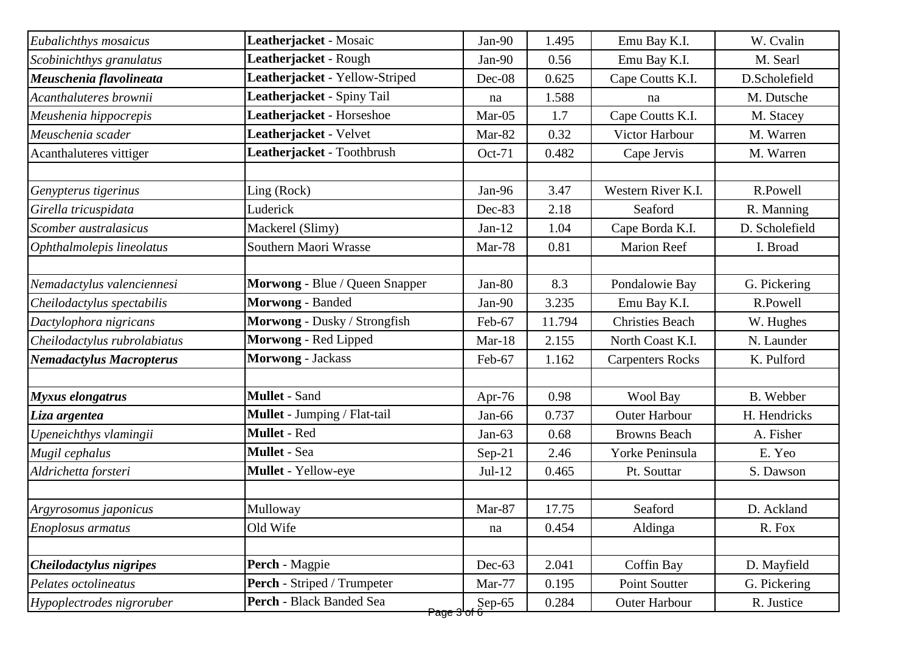| | | | | | |
|---|---|---|---|---|---|
| *Eubalichthys mosaicus* | **Leatherjacket** - Mosaic | Jan-90 | 1.495 | Emu Bay K.I. | W. Cvalin |
| *Scobinichthys granulatus* | **Leatherjacket** - Rough | Jan-90 | 0.56 | Emu Bay K.I. | M. Searl |
| ***Meuschenia flavolineata*** | **Leatherjacket** - Yellow-Striped | Dec-08 | 0.625 | Cape Coutts K.I. | D.Scholefield |
| *Acanthaluteres brownii* | **Leatherjacket** - Spiny Tail | na | 1.588 | na | M. Dutsche |
| *Meushenia hippocrepis* | **Leatherjacket** - Horseshoe | Mar-05 | 1.7 | Cape Coutts K.I. | M. Stacey |
| *Meuschenia scader* | **Leatherjacket** - Velvet | Mar-82 | 0.32 | Victor Harbour | M. Warren |
| Acanthaluteres vittiger | **Leatherjacket** - Toothbrush | Oct-71 | 0.482 | Cape Jervis | M. Warren |
| | | | | | |
| *Genypterus tigerinus* | Ling (Rock) | Jan-96 | 3.47 | Western River K.I. | R.Powell |
| *Girella tricuspidata* | Luderick | Dec-83 | 2.18 | Seaford | R. Manning |
| *Scomber australasicus* | Mackerel (Slimy) | Jan-12 | 1.04 | Cape Borda K.I. | D. Scholefield |
| *Ophthalmolepis lineolatus* | Southern Maori Wrasse | Mar-78 | 0.81 | Marion Reef | I. Broad |
| | | | | | |
| *Nemadactylus valenciennesi* | **Morwong** - Blue / Queen Snapper | Jan-80 | 8.3 | Pondalowie Bay | G. Pickering |
| *Cheilodactylus spectabilis* | **Morwong** - Banded | Jan-90 | 3.235 | Emu Bay K.I. | R.Powell |
| *Dactylophora nigricans* | **Morwong** - Dusky / Strongfish | Feb-67 | 11.794 | Christies Beach | W. Hughes |
| *Cheilodactylus rubrolabiatus* | **Morwong** - Red Lipped | Mar-18 | 2.155 | North Coast K.I. | N. Launder |
| ***Nemadactylus Macropterus*** | **Morwong** - Jackass | Feb-67 | 1.162 | Carpenters Rocks | K. Pulford |
| | | | | | |
| ***Myxus elongatrus*** | **Mullet** - Sand | Apr-76 | 0.98 | Wool Bay | B. Webber |
| ***Liza argentea*** | **Mullet** - Jumping / Flat-tail | Jan-66 | 0.737 | Outer Harbour | H. Hendricks |
| *Upeneichthys vlamingii* | **Mullet** - Red | Jan-63 | 0.68 | Browns Beach | A. Fisher |
| *Mugil cephalus* | **Mullet** - Sea | Sep-21 | 2.46 | Yorke Peninsula | E. Yeo |
| *Aldrichetta forsteri* | **Mullet** - Yellow-eye | Jul-12 | 0.465 | Pt. Souttar | S. Dawson |
| | | | | | |
| *Argyrosomus japonicus* | Mulloway | Mar-87 | 17.75 | Seaford | D. Ackland |
| *Enoplosus armatus* | Old Wife | na | 0.454 | Aldinga | R. Fox |
| | | | | | |
| ***Cheilodactylus nigripes*** | **Perch** - Magpie | Dec-63 | 2.041 | Coffin Bay | D. Mayfield |
| *Pelates octolineatus* | **Perch** - Striped / Trumpeter | Mar-77 | 0.195 | Point Soutter | G. Pickering |
| *Hypoplectrodes nigroruber* | **Perch** - Black Banded Sea | Sep-65 | 0.284 | Outer Harbour | R. Justice |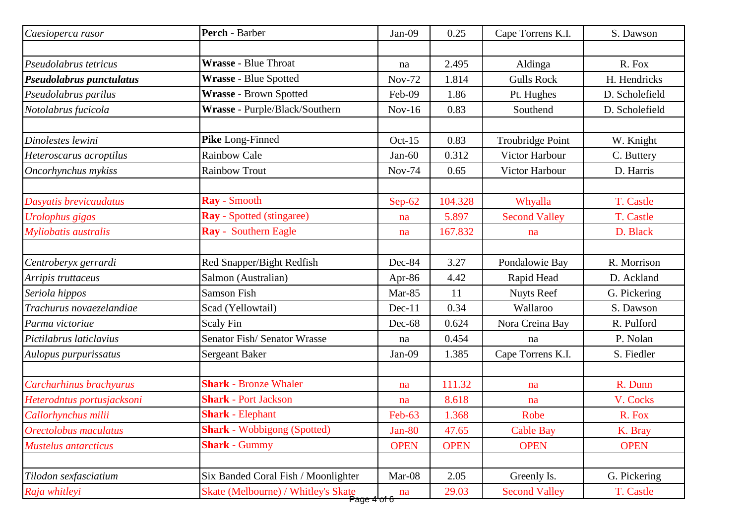| | | | | | |
|---|---|---|---|---|---|
| *Caesioperca rasor* | **Perch** - Barber | Jan-09 | 0.25 | Cape Torrens K.I. | S. Dawson |
| | | | | | |
| *Pseudolabrus tetricus* | **Wrasse** - Blue Throat | na | 2.495 | Aldinga | R. Fox |
| ***Pseudolabrus punctulatus*** | **Wrasse** - Blue Spotted | Nov-72 | 1.814 | Gulls Rock | H. Hendricks |
| *Pseudolabrus parilus* | **Wrasse** - Brown Spotted | Feb-09 | 1.86 | Pt. Hughes | D. Scholefield |
| *Notolabrus fucicola* | **Wrasse** - Purple/Black/Southern | Nov-16 | 0.83 | Southend | D. Scholefield |
| | | | | | |
| *Dinolestes lewini* | **Pike** Long-Finned | Oct-15 | 0.83 | Troubridge Point | W. Knight |
| *Heteroscarus acroptilus* | Rainbow Cale | Jan-60 | 0.312 | Victor Harbour | C. Buttery |
| *Oncorhynchus mykiss* | Rainbow Trout | Nov-74 | 0.65 | Victor Harbour | D. Harris |
| | | | | | |
| *Dasyatis brevicaudatus* | **Ray** - Smooth | Sep-62 | 104.328 | Whyalla | T. Castle |
| *Urolophus gigas* | **Ray** - Spotted (stingaree) | na | 5.897 | Second Valley | T. Castle |
| *Myliobatis australis* | **Ray** - Southern Eagle | na | 167.832 | na | D. Black |
| | | | | | |
| *Centroberyx gerrardi* | Red Snapper/Bight Redfish | Dec-84 | 3.27 | Pondalowie Bay | R. Morrison |
| *Arripis truttaceus* | Salmon (Australian) | Apr-86 | 4.42 | Rapid Head | D. Ackland |
| *Seriola hippos* | Samson Fish | Mar-85 | 11 | Nuyts Reef | G. Pickering |
| *Trachurus novaezelandiae* | Scad (Yellowtail) | Dec-11 | 0.34 | Wallaroo | S. Dawson |
| *Parma victoriae* | Scaly Fin | Dec-68 | 0.624 | Nora Creina Bay | R. Pulford |
| *Pictilabrus laticlavius* | Senator Fish/ Senator Wrasse | na | 0.454 | na | P. Nolan |
| *Aulopus purpurissatus* | Sergeant Baker | Jan-09 | 1.385 | Cape Torrens K.I. | S. Fiedler |
| | | | | | |
| *Carcharhinus brachyurus* | **Shark** - Bronze Whaler | na | 111.32 | na | R. Dunn |
| *Heterodntus portusjacksoni* | **Shark** - Port Jackson | na | 8.618 | na | V. Cocks |
| *Callorhynchus milii* | **Shark** - Elephant | Feb-63 | 1.368 | Robe | R. Fox |
| *Orectolobus maculatus* | **Shark** - Wobbigong (Spotted) | Jan-80 | 47.65 | Cable Bay | K. Bray |
| *Mustelus antarcticus* | **Shark** - Gummy | OPEN | OPEN | OPEN | OPEN |
| | | | | | |
| *Tilodon sexfasciatium* | Six Banded Coral Fish / Moonlighter | Mar-08 | 2.05 | Greenly Is. | G. Pickering |
| *Raja whitleyi* | Skate (Melbourne) / Whitley's Skate | na | 29.03 | Second Valley | T. Castle |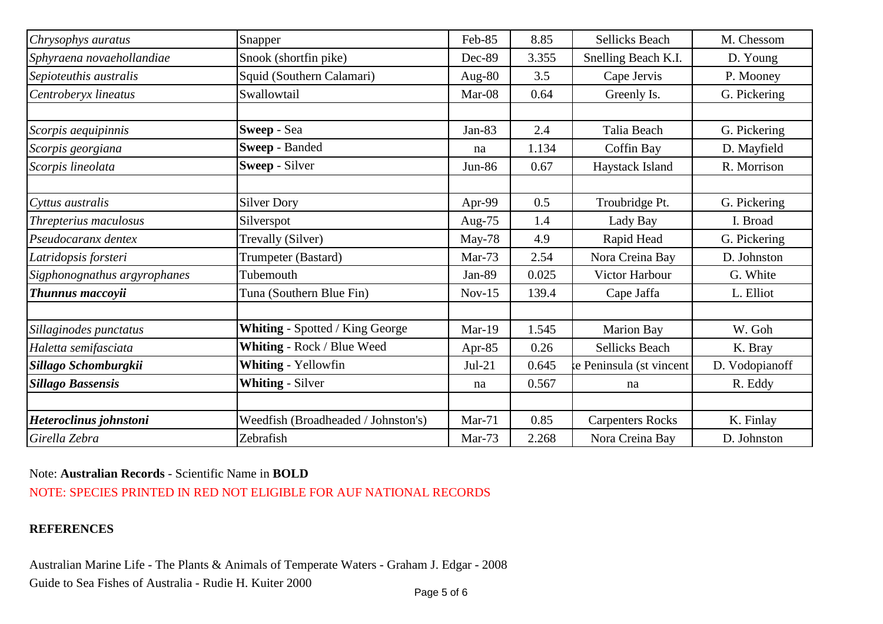| | | | | | |
|---|---|---|---|---|---|
| *Chrysophys auratus* | Snapper | Feb-85 | 8.85 | Sellicks Beach | M. Chessom |
| *Sphyraena novaehollandiae* | Snook (shortfin pike) | Dec-89 | 3.355 | Snelling Beach K.I. | D. Young |
| *Sepioteuthis australis* | Squid (Southern Calamari) | Aug-80 | 3.5 | Cape Jervis | P. Mooney |
| *Centroberyx lineatus* | Swallowtail | Mar-08 | 0.64 | Greenly Is. | G. Pickering |
| | | | | | |
| *Scorpis aequipinnis* | **Sweep** - Sea | Jan-83 | 2.4 | Talia Beach | G. Pickering |
| *Scorpis georgiana* | **Sweep** - Banded | na | 1.134 | Coffin Bay | D. Mayfield |
| *Scorpis lineolata* | **Sweep** - Silver | Jun-86 | 0.67 | Haystack Island | R. Morrison |
| | | | | | |
| *Cyttus australis* | Silver Dory | Apr-99 | 0.5 | Troubridge Pt. | G. Pickering |
| *Threpterius maculosus* | Silverspot | Aug-75 | 1.4 | Lady Bay | I. Broad |
| *Pseudocaranx dentex* | Trevally (Silver) | May-78 | 4.9 | Rapid Head | G. Pickering |
| *Latridopsis forsteri* | Trumpeter (Bastard) | Mar-73 | 2.54 | Nora Creina Bay | D. Johnston |
| *Sigphonognathus argyrophanes* | Tubemouth | Jan-89 | 0.025 | Victor Harbour | G. White |
| ***Thunnus maccoyii*** | Tuna (Southern Blue Fin) | Nov-15 | 139.4 | Cape Jaffa | L. Elliot |
| | | | | | |
| *Sillaginodes punctatus* | **Whiting** - Spotted / King George | Mar-19 | 1.545 | Marion Bay | W. Goh |
| *Haletta semifasciata* | **Whiting** - Rock / Blue Weed | Apr-85 | 0.26 | Sellicks Beach | K. Bray |
| ***Sillago Schomburgkii*** | **Whiting** - Yellowfin | Jul-21 | 0.645 | ‹e Peninsula (st vincent | D. Vodopianoff |
| ***Sillago Bassensis*** | **Whiting** - Silver | na | 0.567 | na | R. Eddy |
| | | | | | |
| ***Heteroclinus johnstoni*** | Weedfish (Broadheaded / Johnston's) | Mar-71 | 0.85 | Carpenters Rocks | K. Finlay |
| *Girella Zebra* | Zebrafish | Mar-73 | 2.268 | Nora Creina Bay | D. Johnston |

Note: **Australian Records** - Scientific Name in **BOLD**

NOTE: SPECIES PRINTED IN RED NOT ELIGIBLE FOR AUF NATIONAL RECORDS

**REFERENCES**

Australian Marine Life - The Plants & Animals of Temperate Waters - Graham J. Edgar - 2008

Guide to Sea Fishes of Australia - Rudie H. Kuiter 2000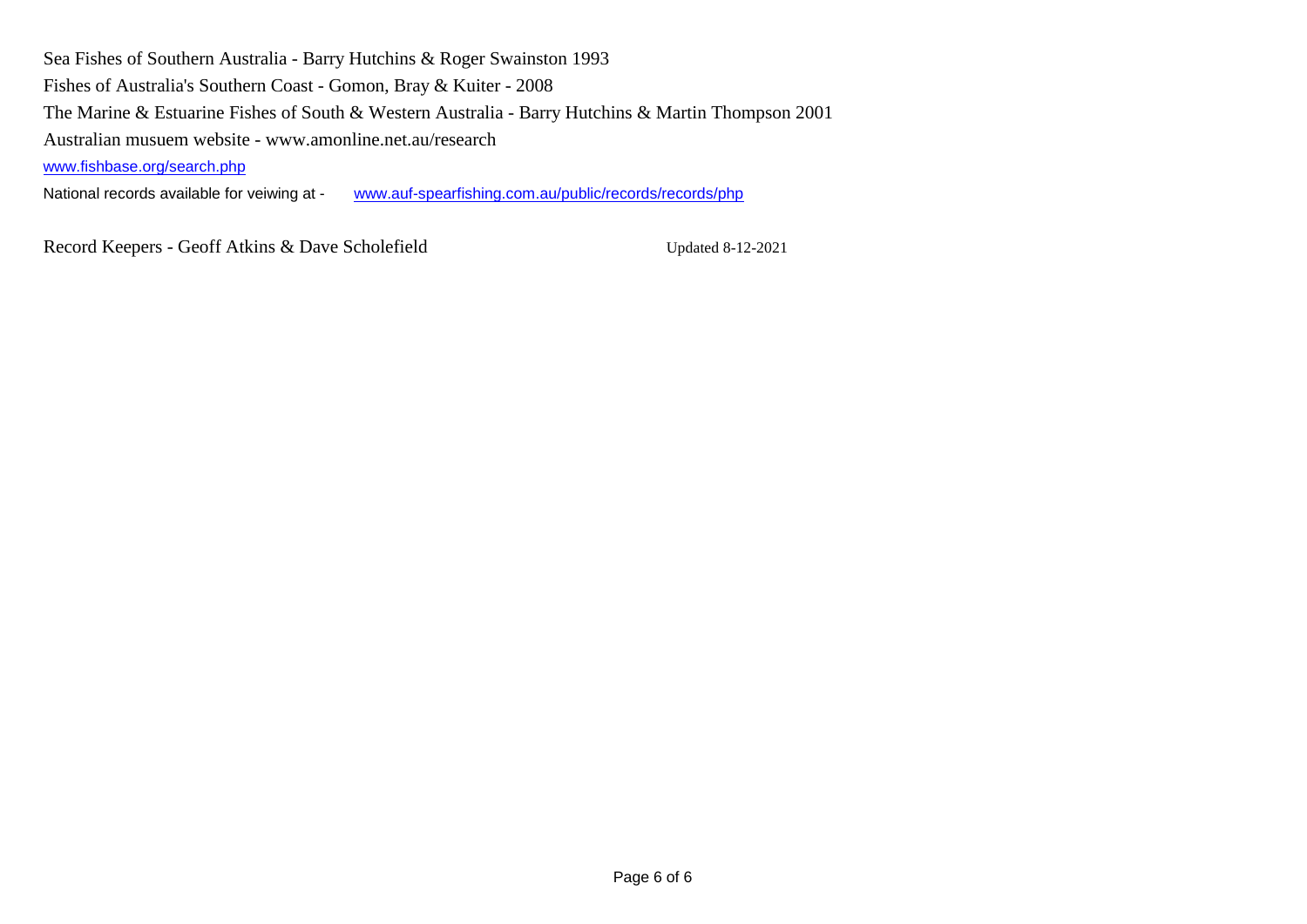Sea Fishes of Southern Australia - Barry Hutchins & Roger Swainston 1993

Fishes of Australia's Southern Coast - Gomon, Bray & Kuiter - 2008

The Marine & Estuarine Fishes of South & Western Australia - Barry Hutchins & Martin Thompson 2001

Australian musuem website - www.amonline.net.au/research

www.fishbase.org/search.php

National records available for veiwing at - www.auf-spearfishing.com.au/public/records/records/php

Record Keepers - Geoff Atkins & Dave Scholefield

Updated 8-12-2021